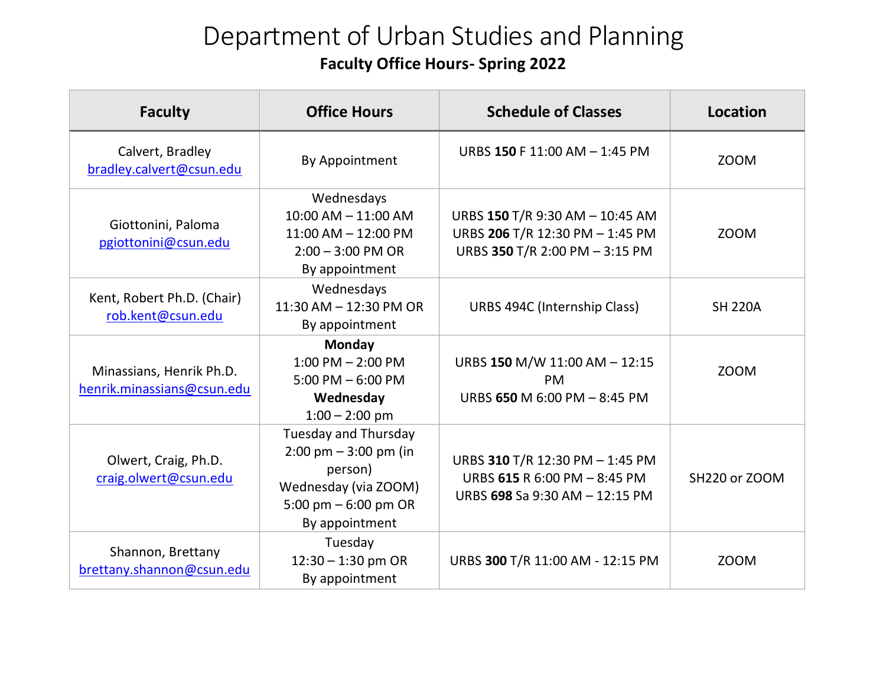# Department of Urban Studies and Planning

## Faculty Office Hours- Spring 2022

| Faculty | Office Hours | Schedule of Classes | Location |
|---|---|---|---|
| Calvert, Bradley<br>bradley.calvert@csun.edu | By Appointment | URBS **150** F 11:00 AM – 1:45 PM | ZOOM |
| Giottonini, Paloma<br>pgiottonini@csun.edu | Wednesdays<br>10:00 AM – 11:00 AM<br>11:00 AM – 12:00 PM<br>2:00 – 3:00 PM OR<br>By appointment | URBS **150** T/R 9:30 AM – 10:45 AM<br>URBS **206** T/R 12:30 PM – 1:45 PM<br>URBS **350** T/R 2:00 PM – 3:15 PM | ZOOM |
| Kent, Robert Ph.D. (Chair)<br>rob.kent@csun.edu | Wednesdays<br>11:30 AM – 12:30 PM OR<br>By appointment | URBS 494C (Internship Class) | SH 220A |
| Minassians, Henrik Ph.D.<br>henrik.minassians@csun.edu | **Monday**<br>1:00 PM – 2:00 PM<br>5:00 PM – 6:00 PM<br>**Wednesday**<br>1:00 – 2:00 pm | URBS **150** M/W 11:00 AM – 12:15 PM<br>URBS **650** M 6:00 PM – 8:45 PM | ZOOM |
| Olwert, Craig, Ph.D.<br>craig.olwert@csun.edu | Tuesday and Thursday<br>2:00 pm – 3:00 pm (in person)<br>Wednesday (via ZOOM)<br>5:00 pm – 6:00 pm OR<br>By appointment | URBS **310** T/R 12:30 PM – 1:45 PM<br>URBS **615** R 6:00 PM – 8:45 PM<br>URBS **698** Sa 9:30 AM – 12:15 PM | SH220 or ZOOM |
| Shannon, Brettany<br>brettany.shannon@csun.edu | Tuesday<br>12:30 – 1:30 pm OR<br>By appointment | URBS **300** T/R 11:00 AM - 12:15 PM | ZOOM |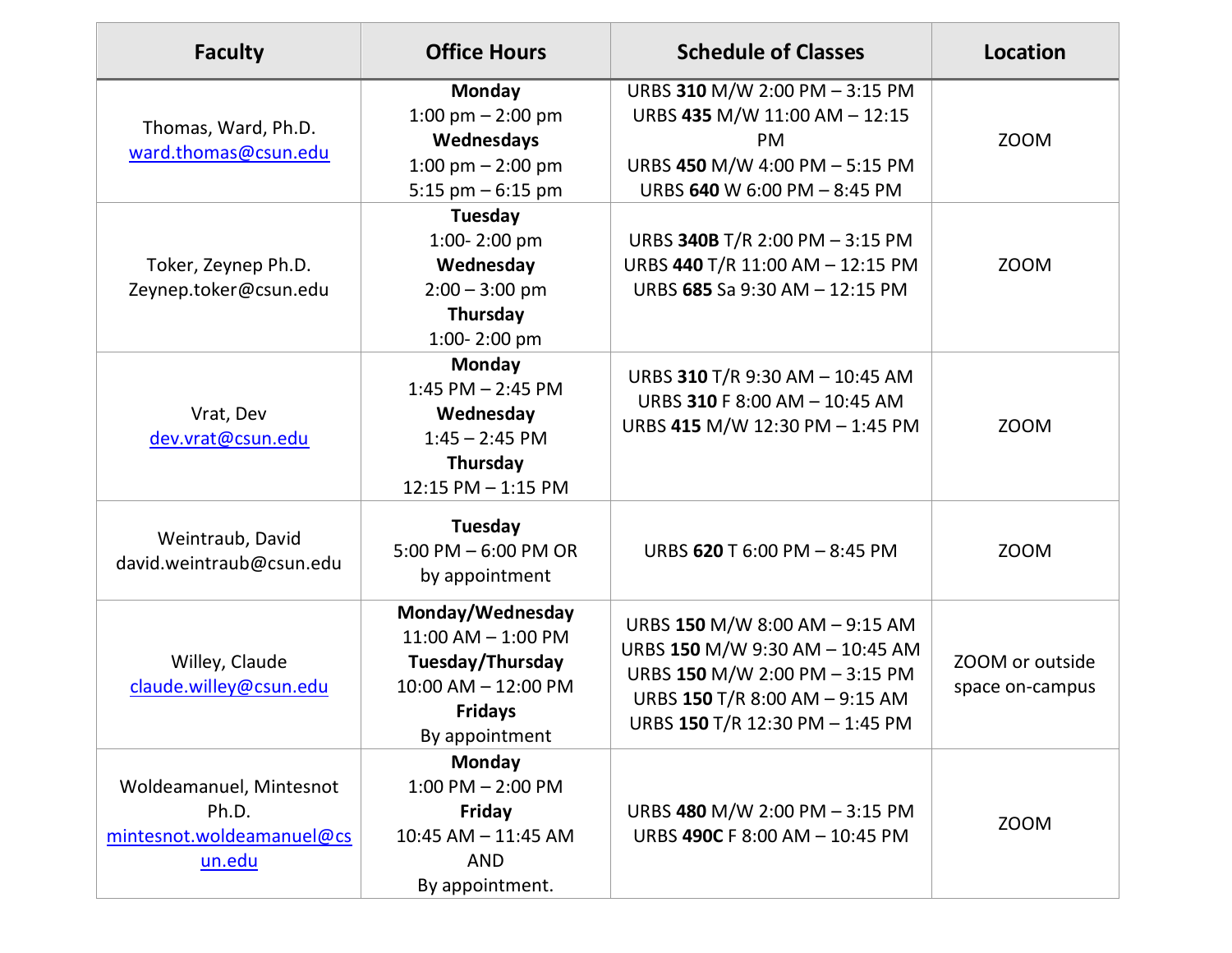| Faculty | Office Hours | Schedule of Classes | Location |
|---|---|---|---|
| Thomas, Ward, Ph.D. ward.thomas@csun.edu | **Monday** 1:00 pm – 2:00 pm **Wednesdays** 1:00 pm – 2:00 pm 5:15 pm – 6:15 pm | URBS **310** M/W 2:00 PM – 3:15 PM URBS **435** M/W 11:00 AM – 12:15 PM URBS **450** M/W 4:00 PM – 5:15 PM URBS **640** W 6:00 PM – 8:45 PM | ZOOM |
| Toker, Zeynep Ph.D. Zeynep.toker@csun.edu | **Tuesday** 1:00- 2:00 pm **Wednesday** 2:00 – 3:00 pm **Thursday** 1:00- 2:00 pm | URBS **340B** T/R 2:00 PM – 3:15 PM URBS **440** T/R 11:00 AM – 12:15 PM URBS **685** Sa 9:30 AM – 12:15 PM | ZOOM |
| Vrat, Dev dev.vrat@csun.edu | **Monday** 1:45 PM – 2:45 PM **Wednesday** 1:45 – 2:45 PM **Thursday** 12:15 PM – 1:15 PM | URBS **310** T/R 9:30 AM – 10:45 AM URBS **310** F 8:00 AM – 10:45 AM URBS **415** M/W 12:30 PM – 1:45 PM | ZOOM |
| Weintraub, David david.weintraub@csun.edu | **Tuesday** 5:00 PM – 6:00 PM OR by appointment | URBS **620** T 6:00 PM – 8:45 PM | ZOOM |
| Willey, Claude claude.willey@csun.edu | **Monday/Wednesday** 11:00 AM – 1:00 PM **Tuesday/Thursday** 10:00 AM – 12:00 PM **Fridays** By appointment | URBS **150** M/W 8:00 AM – 9:15 AM URBS **150** M/W 9:30 AM – 10:45 AM URBS **150** M/W 2:00 PM – 3:15 PM URBS **150** T/R 8:00 AM – 9:15 AM URBS **150** T/R 12:30 PM – 1:45 PM | ZOOM or outside space on-campus |
| Woldeamanuel, Mintesnot Ph.D. mintesnot.woldeamanuel@csun.edu | **Monday** 1:00 PM – 2:00 PM **Friday** 10:45 AM – 11:45 AM AND By appointment. | URBS **480** M/W 2:00 PM – 3:15 PM URBS **490C** F 8:00 AM – 10:45 PM | ZOOM |